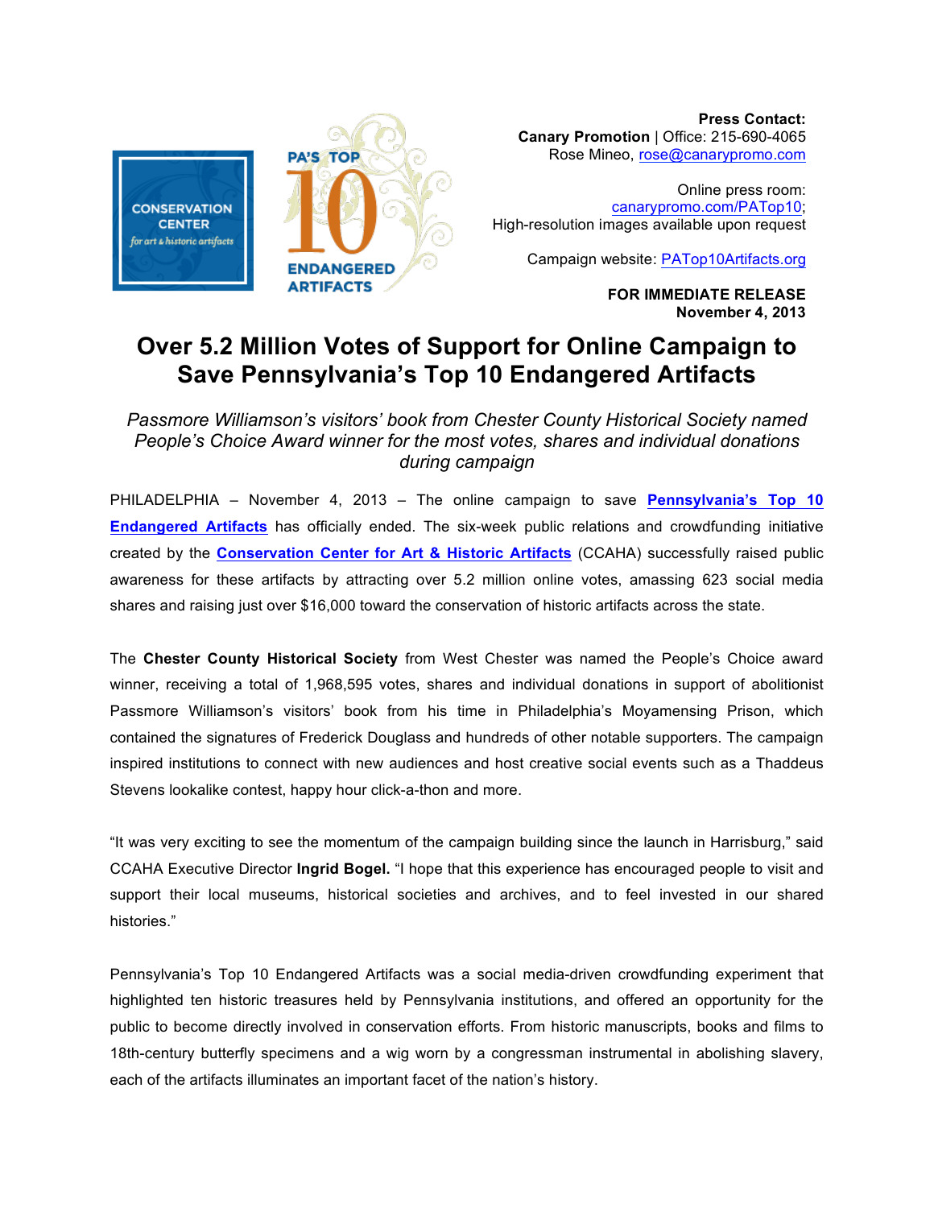CONSERVATION CENTER *for art & historic artifacts*

PA'S TOP 10 ENDANGERED ARTIFACTS

**Press Contact:**
**Canary Promotion** | Office: 215-690-4065
Rose Mineo, rose@canarypromo.com

Online press room:
canarypromo.com/PATop10;
High-resolution images available upon request

Campaign website: PATop10Artifacts.org

**FOR IMMEDIATE RELEASE**
**November 4, 2013**

# Over 5.2 Million Votes of Support for Online Campaign to Save Pennsylvania's Top 10 Endangered Artifacts

*Passmore Williamson's visitors' book from Chester County Historical Society named People's Choice Award winner for the most votes, shares and individual donations during campaign*

PHILADELPHIA – November 4, 2013 – The online campaign to save **Pennsylvania's Top 10 Endangered Artifacts** has officially ended. The six-week public relations and crowdfunding initiative created by the **Conservation Center for Art & Historic Artifacts** (CCAHA) successfully raised public awareness for these artifacts by attracting over 5.2 million online votes, amassing 623 social media shares and raising just over $16,000 toward the conservation of historic artifacts across the state.

The **Chester County Historical Society** from West Chester was named the People's Choice award winner, receiving a total of 1,968,595 votes, shares and individual donations in support of abolitionist Passmore Williamson's visitors' book from his time in Philadelphia's Moyamensing Prison, which contained the signatures of Frederick Douglass and hundreds of other notable supporters. The campaign inspired institutions to connect with new audiences and host creative social events such as a Thaddeus Stevens lookalike contest, happy hour click-a-thon and more.

"It was very exciting to see the momentum of the campaign building since the launch in Harrisburg," said CCAHA Executive Director **Ingrid Bogel.** "I hope that this experience has encouraged people to visit and support their local museums, historical societies and archives, and to feel invested in our shared histories."

Pennsylvania's Top 10 Endangered Artifacts was a social media-driven crowdfunding experiment that highlighted ten historic treasures held by Pennsylvania institutions, and offered an opportunity for the public to become directly involved in conservation efforts. From historic manuscripts, books and films to 18th-century butterfly specimens and a wig worn by a congressman instrumental in abolishing slavery, each of the artifacts illuminates an important facet of the nation's history.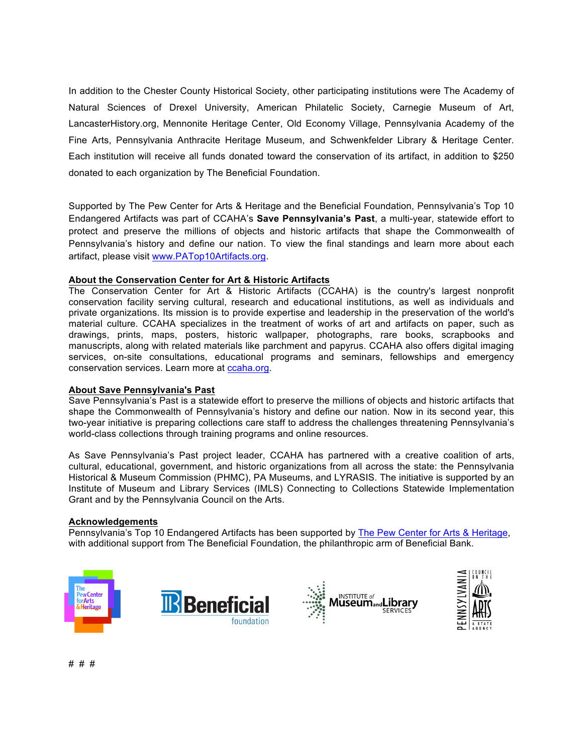In addition to the Chester County Historical Society, other participating institutions were The Academy of Natural Sciences of Drexel University, American Philatelic Society, Carnegie Museum of Art, LancasterHistory.org, Mennonite Heritage Center, Old Economy Village, Pennsylvania Academy of the Fine Arts, Pennsylvania Anthracite Heritage Museum, and Schwenkfelder Library & Heritage Center. Each institution will receive all funds donated toward the conservation of its artifact, in addition to $250 donated to each organization by The Beneficial Foundation.

Supported by The Pew Center for Arts & Heritage and the Beneficial Foundation, Pennsylvania's Top 10 Endangered Artifacts was part of CCAHA's **Save Pennsylvania's Past**, a multi-year, statewide effort to protect and preserve the millions of objects and historic artifacts that shape the Commonwealth of Pennsylvania's history and define our nation. To view the final standings and learn more about each artifact, please visit www.PATop10Artifacts.org.

**About the Conservation Center for Art & Historic Artifacts**

The Conservation Center for Art & Historic Artifacts (CCAHA) is the country's largest nonprofit conservation facility serving cultural, research and educational institutions, as well as individuals and private organizations. Its mission is to provide expertise and leadership in the preservation of the world's material culture. CCAHA specializes in the treatment of works of art and artifacts on paper, such as drawings, prints, maps, posters, historic wallpaper, photographs, rare books, scrapbooks and manuscripts, along with related materials like parchment and papyrus. CCAHA also offers digital imaging services, on-site consultations, educational programs and seminars, fellowships and emergency conservation services. Learn more at ccaha.org.

**About Save Pennsylvania's Past**

Save Pennsylvania's Past is a statewide effort to preserve the millions of objects and historic artifacts that shape the Commonwealth of Pennsylvania's history and define our nation. Now in its second year, this two-year initiative is preparing collections care staff to address the challenges threatening Pennsylvania's world-class collections through training programs and online resources.

As Save Pennsylvania's Past project leader, CCAHA has partnered with a creative coalition of arts, cultural, educational, government, and historic organizations from all across the state: the Pennsylvania Historical & Museum Commission (PHMC), PA Museums, and LYRASIS. The initiative is supported by an Institute of Museum and Library Services (IMLS) Connecting to Collections Statewide Implementation Grant and by the Pennsylvania Council on the Arts.

**Acknowledgements**

Pennsylvania's Top 10 Endangered Artifacts has been supported by The Pew Center for Arts & Heritage, with additional support from The Beneficial Foundation, the philanthropic arm of Beneficial Bank.

The Pew Center for Arts & Heritage

Beneficial foundation

Institute of Museum and Library Services

Pennsylvania Council on the Arts — A State Agency

# # #